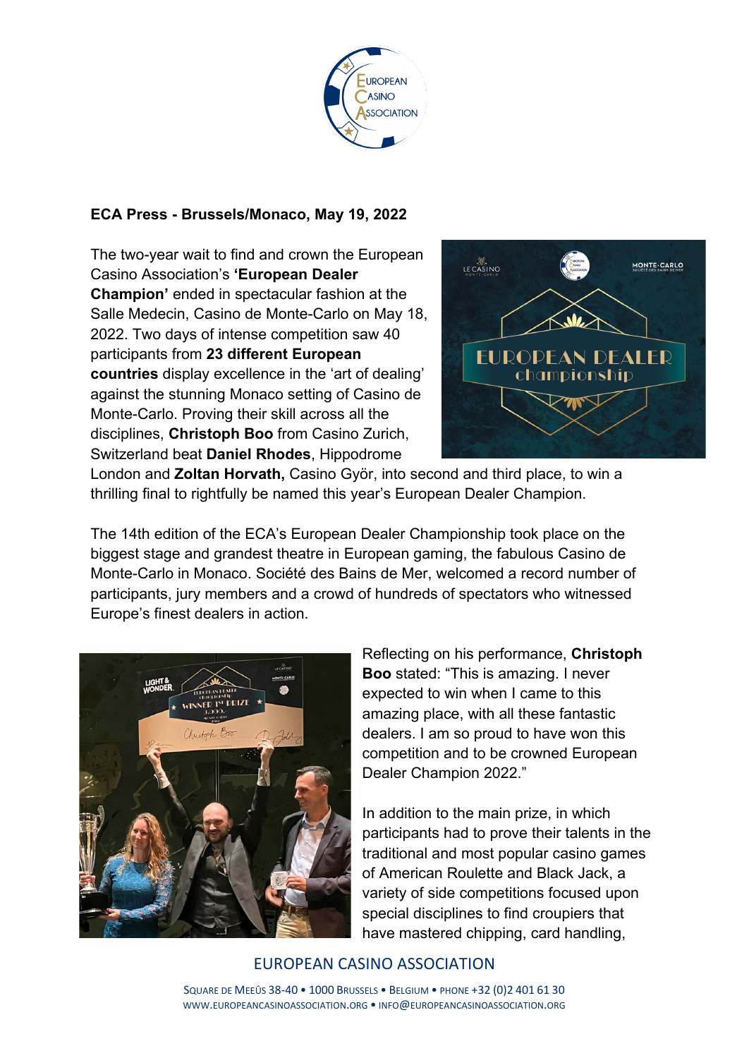**ECA Press - Brussels/Monaco, May 19, 2022**

The two-year wait to find and crown the European Casino Association's **'European Dealer Champion'** ended in spectacular fashion at the Salle Medecin, Casino de Monte-Carlo on May 18, 2022. Two days of intense competition saw 40 participants from **23 different European countries** display excellence in the 'art of dealing' against the stunning Monaco setting of Casino de Monte-Carlo. Proving their skill across all the disciplines, **Christoph Boo** from Casino Zurich, Switzerland beat **Daniel Rhodes**, Hippodrome London and **Zoltan Horvath,** Casino Györ, into second and third place, to win a thrilling final to rightfully be named this year's European Dealer Champion.

The 14th edition of the ECA's European Dealer Championship took place on the biggest stage and grandest theatre in European gaming, the fabulous Casino de Monte-Carlo in Monaco. Société des Bains de Mer, welcomed a record number of participants, jury members and a crowd of hundreds of spectators who witnessed Europe's finest dealers in action.

Reflecting on his performance, **Christoph Boo** stated: "This is amazing. I never expected to win when I came to this amazing place, with all these fantastic dealers. I am so proud to have won this competition and to be crowned European Dealer Champion 2022."

In addition to the main prize, in which participants had to prove their talents in the traditional and most popular casino games of American Roulette and Black Jack, a variety of side competitions focused upon special disciplines to find croupiers that have mastered chipping, card handling,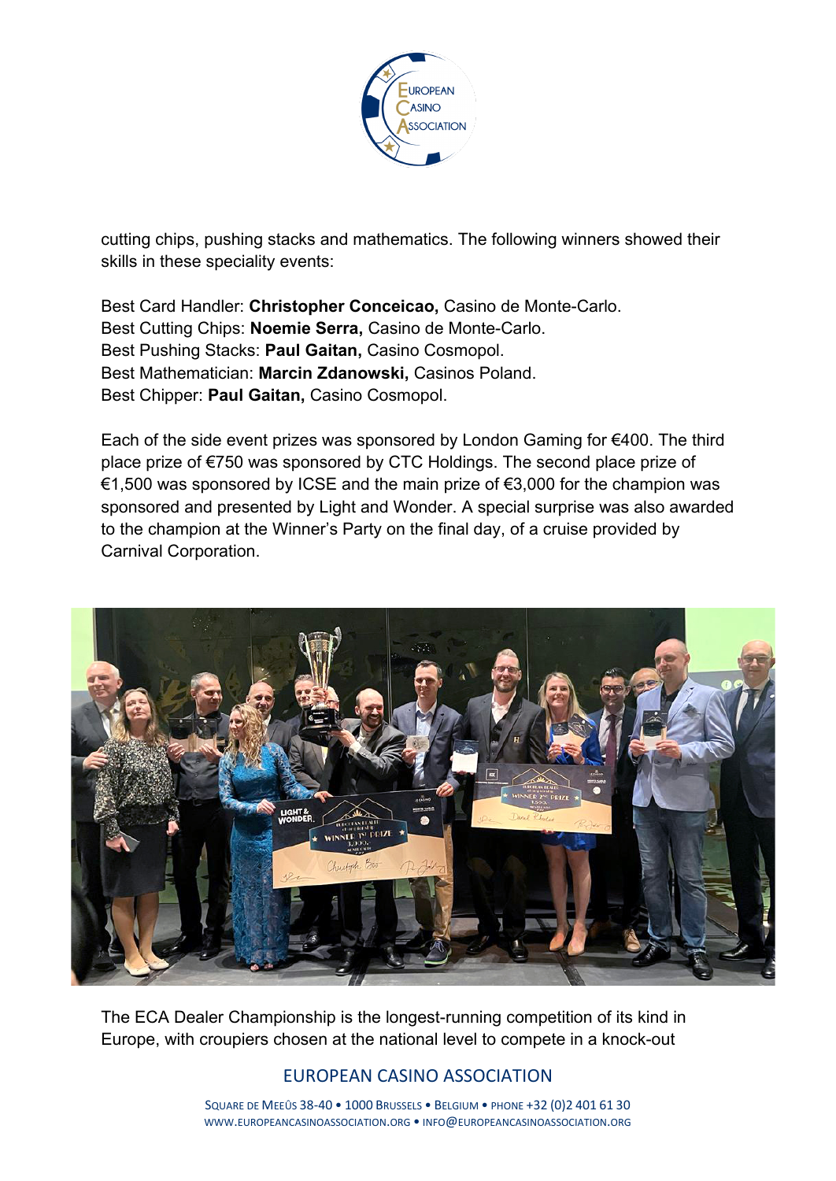cutting chips, pushing stacks and mathematics. The following winners showed their skills in these speciality events:

Best Card Handler: **Christopher Conceicao,** Casino de Monte-Carlo.
Best Cutting Chips: **Noemie Serra,** Casino de Monte-Carlo.
Best Pushing Stacks: **Paul Gaitan,** Casino Cosmopol.
Best Mathematician: **Marcin Zdanowski,** Casinos Poland.
Best Chipper: **Paul Gaitan,** Casino Cosmopol.

Each of the side event prizes was sponsored by London Gaming for €400. The third place prize of €750 was sponsored by CTC Holdings. The second place prize of €1,500 was sponsored by ICSE and the main prize of €3,000 for the champion was sponsored and presented by Light and Wonder. A special surprise was also awarded to the champion at the Winner's Party on the final day, of a cruise provided by Carnival Corporation.

The ECA Dealer Championship is the longest-running competition of its kind in Europe, with croupiers chosen at the national level to compete in a knock-out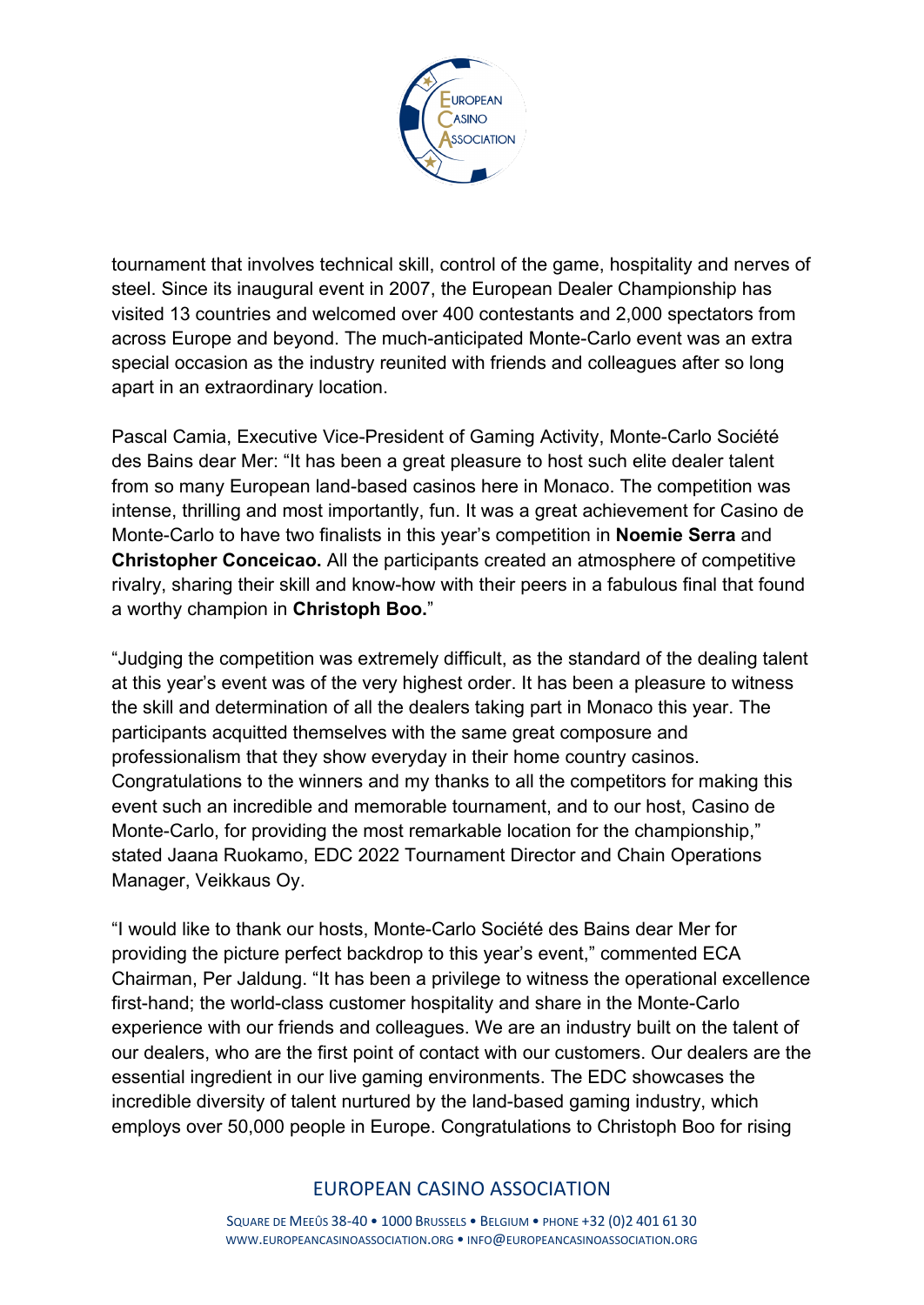tournament that involves technical skill, control of the game, hospitality and nerves of steel. Since its inaugural event in 2007, the European Dealer Championship has visited 13 countries and welcomed over 400 contestants and 2,000 spectators from across Europe and beyond. The much-anticipated Monte-Carlo event was an extra special occasion as the industry reunited with friends and colleagues after so long apart in an extraordinary location.

Pascal Camia, Executive Vice-President of Gaming Activity, Monte-Carlo Société des Bains dear Mer: "It has been a great pleasure to host such elite dealer talent from so many European land-based casinos here in Monaco. The competition was intense, thrilling and most importantly, fun. It was a great achievement for Casino de Monte-Carlo to have two finalists in this year's competition in **Noemie Serra** and **Christopher Conceicao.** All the participants created an atmosphere of competitive rivalry, sharing their skill and know-how with their peers in a fabulous final that found a worthy champion in **Christoph Boo.**"

"Judging the competition was extremely difficult, as the standard of the dealing talent at this year's event was of the very highest order. It has been a pleasure to witness the skill and determination of all the dealers taking part in Monaco this year. The participants acquitted themselves with the same great composure and professionalism that they show everyday in their home country casinos. Congratulations to the winners and my thanks to all the competitors for making this event such an incredible and memorable tournament, and to our host, Casino de Monte-Carlo, for providing the most remarkable location for the championship," stated Jaana Ruokamo, EDC 2022 Tournament Director and Chain Operations Manager, Veikkaus Oy.

"I would like to thank our hosts, Monte-Carlo Société des Bains dear Mer for providing the picture perfect backdrop to this year's event," commented ECA Chairman, Per Jaldung. "It has been a privilege to witness the operational excellence first-hand; the world-class customer hospitality and share in the Monte-Carlo experience with our friends and colleagues. We are an industry built on the talent of our dealers, who are the first point of contact with our customers. Our dealers are the essential ingredient in our live gaming environments. The EDC showcases the incredible diversity of talent nurtured by the land-based gaming industry, which employs over 50,000 people in Europe. Congratulations to Christoph Boo for rising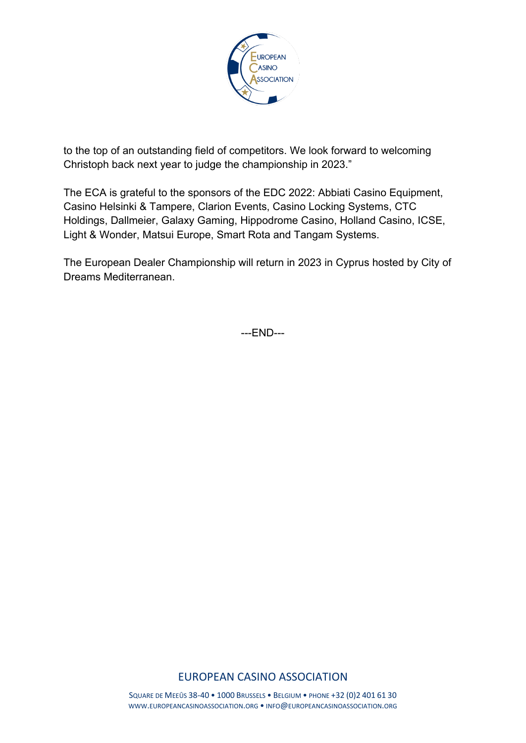to the top of an outstanding field of competitors. We look forward to welcoming Christoph back next year to judge the championship in 2023."

The ECA is grateful to the sponsors of the EDC 2022: Abbiati Casino Equipment, Casino Helsinki & Tampere, Clarion Events, Casino Locking Systems, CTC Holdings, Dallmeier, Galaxy Gaming, Hippodrome Casino, Holland Casino, ICSE, Light & Wonder, Matsui Europe, Smart Rota and Tangam Systems.

The European Dealer Championship will return in 2023 in Cyprus hosted by City of Dreams Mediterranean.

---END---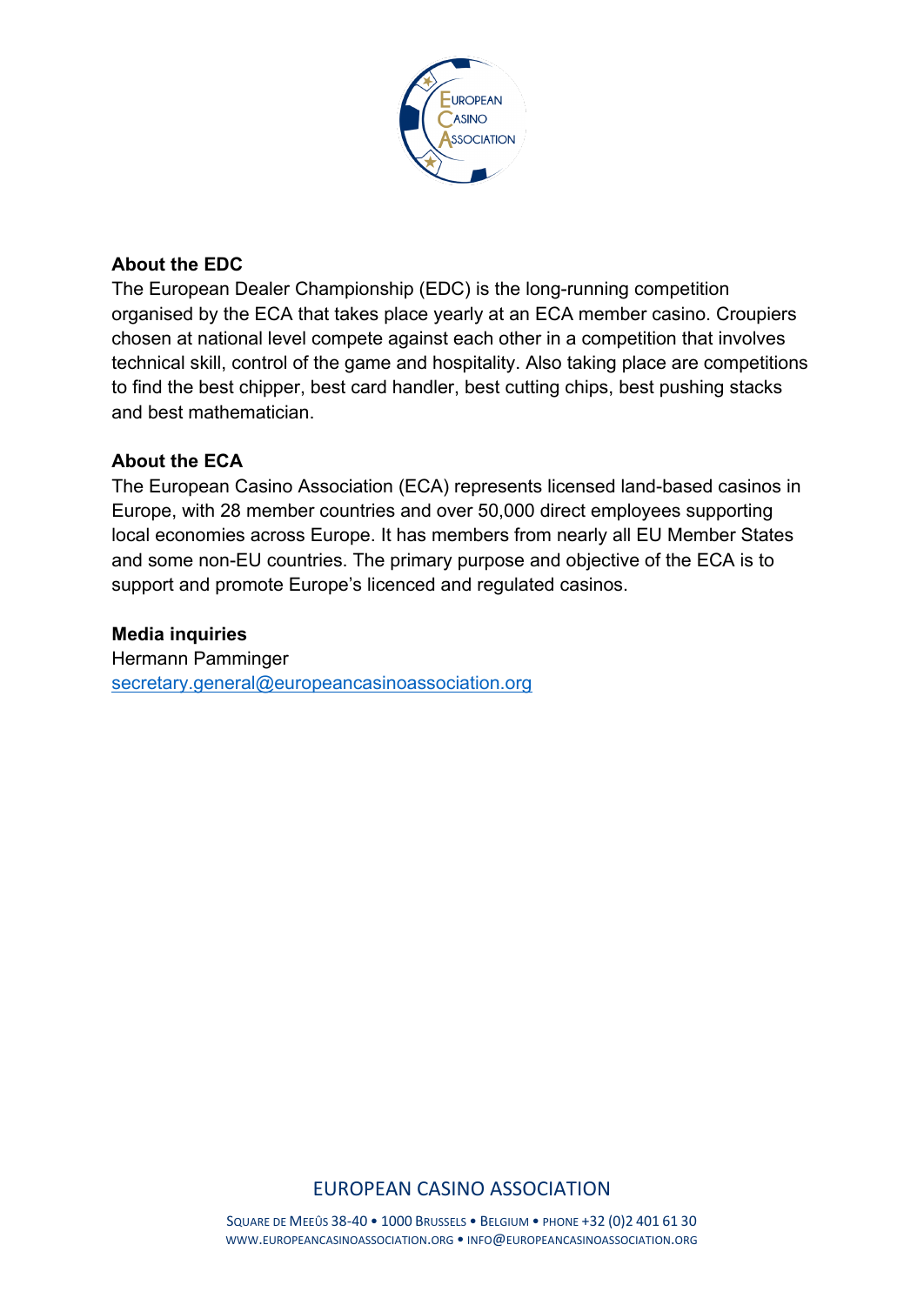**About the EDC**

The European Dealer Championship (EDC) is the long-running competition organised by the ECA that takes place yearly at an ECA member casino. Croupiers chosen at national level compete against each other in a competition that involves technical skill, control of the game and hospitality. Also taking place are competitions to find the best chipper, best card handler, best cutting chips, best pushing stacks and best mathematician.

**About the ECA**

The European Casino Association (ECA) represents licensed land-based casinos in Europe, with 28 member countries and over 50,000 direct employees supporting local economies across Europe. It has members from nearly all EU Member States and some non-EU countries. The primary purpose and objective of the ECA is to support and promote Europe's licenced and regulated casinos.

**Media inquiries**

Hermann Pamminger
secretary.general@europeancasinoassociation.org